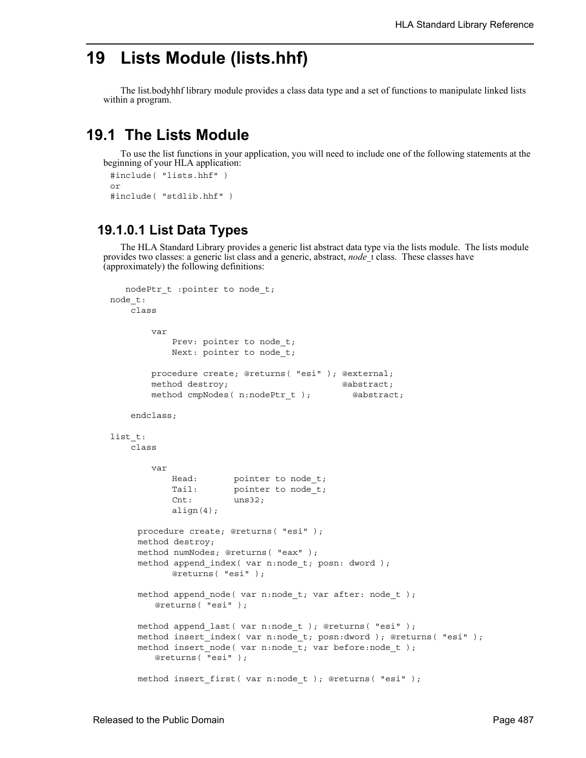# 19 Lists Module (lists.hhf)

The list.bodyhhf library module provides a class data type and a set of functions to manipulate linked lists within a program.

## 19.1 The Lists Module

To use the list functions in your application, you will need to include one of the following statements at the beginning of your HLA application:

```
#include( "lists.hhf" )
or
#include( "stdlib.hhf" )
```

### 19.1.0.1 List Data Types

The HLA Standard Library provides a generic list abstract data type via the lists module. The lists module provides two classes: a generic list class and a generic, abstract, *node_t* class. These classes have (approximately) the following definitions:

```
    nodePtr_t :pointer to node_t;
node_t:
    class

        var
            Prev: pointer to node_t;
            Next: pointer to node_t;

        procedure create; @returns( "esi" ); @external;
        method destroy;                       @abstract;
        method cmpNodes( n:nodePtr_t );        @abstract;

    endclass;

list_t:
    class

        var
            Head:       pointer to node_t;
            Tail:       pointer to node_t;
            Cnt:        uns32;
            align(4);

      procedure create; @returns( "esi" );
      method destroy;
      method numNodes; @returns( "eax" );
      method append_index( var n:node_t; posn: dword );
            @returns( "esi" );

      method append_node( var n:node_t; var after: node_t );
          @returns( "esi" );

      method append_last( var n:node_t ); @returns( "esi" );
      method insert_index( var n:node_t; posn:dword ); @returns( "esi" );
      method insert_node( var n:node_t; var before:node_t );
          @returns( "esi" );

      method insert_first( var n:node_t ); @returns( "esi" );
```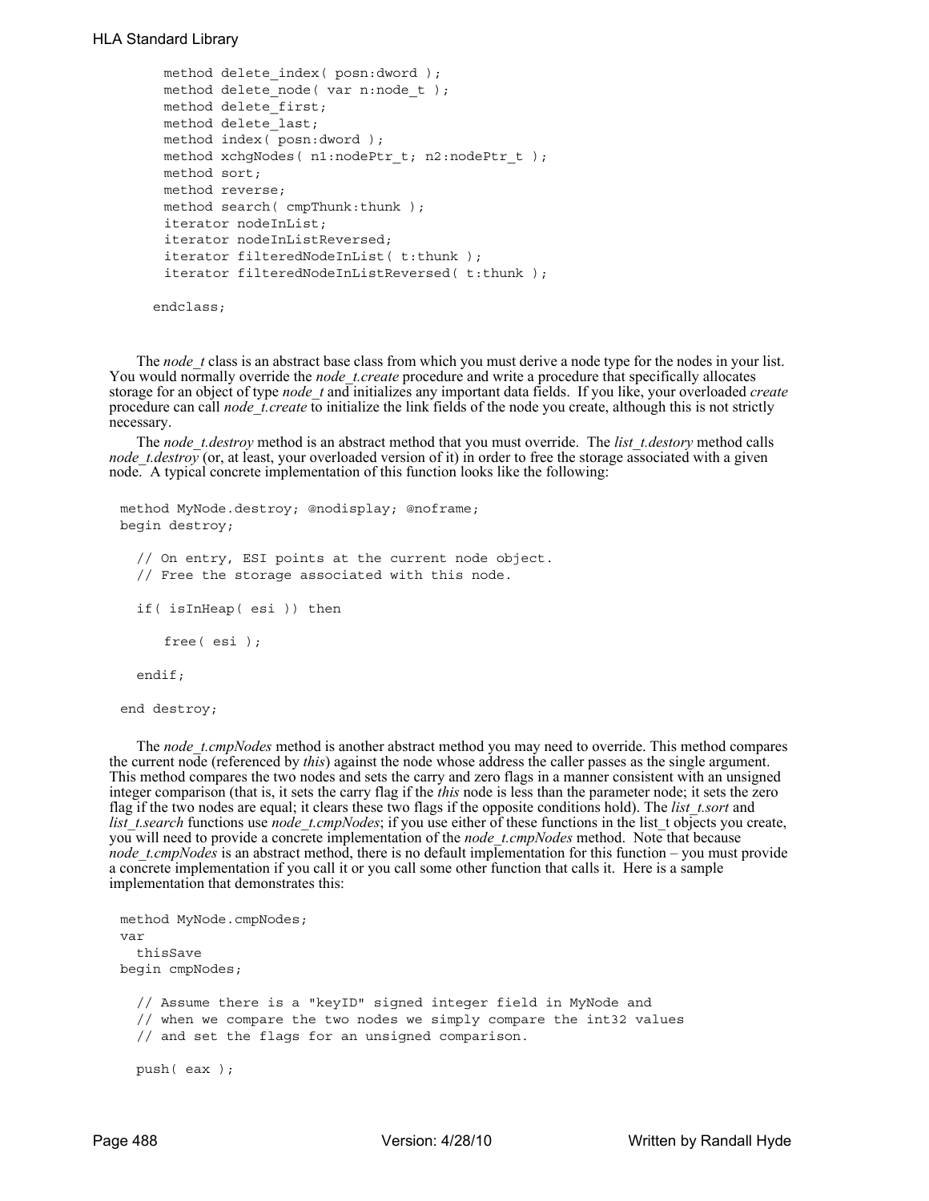```
    method delete_index( posn:dword );
    method delete_node( var n:node_t );
    method delete_first;
    method delete_last;
    method index( posn:dword );
    method xchgNodes( n1:nodePtr_t; n2:nodePtr_t );
    method sort;
    method reverse;
    method search( cmpThunk:thunk );
    iterator nodeInList;
    iterator nodeInListReversed;
    iterator filteredNodeInList( t:thunk );
    iterator filteredNodeInListReversed( t:thunk );

  endclass;
```

The *node_t* class is an abstract base class from which you must derive a node type for the nodes in your list. You would normally override the *node_t.create* procedure and write a procedure that specifically allocates storage for an object of type *node_t* and initializes any important data fields. If you like, your overloaded *create* procedure can call *node_t.create* to initialize the link fields of the node you create, although this is not strictly necessary.

The *node_t.destroy* method is an abstract method that you must override. The *list_t.destory* method calls *node_t.destroy* (or, at least, your overloaded version of it) in order to free the storage associated with a given node. A typical concrete implementation of this function looks like the following:

```
method MyNode.destroy; @nodisplay; @noframe;
begin destroy;

  // On entry, ESI points at the current node object.
  // Free the storage associated with this node.

  if( isInHeap( esi )) then

     free( esi );

  endif;

end destroy;
```

The *node_t.cmpNodes* method is another abstract method you may need to override. This method compares the current node (referenced by *this*) against the node whose address the caller passes as the single argument. This method compares the two nodes and sets the carry and zero flags in a manner consistent with an unsigned integer comparison (that is, it sets the carry flag if the *this* node is less than the parameter node; it sets the zero flag if the two nodes are equal; it clears these two flags if the opposite conditions hold). The *list_t.sort* and *list_t.search* functions use *node_t.cmpNodes*; if you use either of these functions in the list_t objects you create, you will need to provide a concrete implementation of the *node_t.cmpNodes* method. Note that because *node_t.cmpNodes* is an abstract method, there is no default implementation for this function – you must provide a concrete implementation if you call it or you call some other function that calls it. Here is a sample implementation that demonstrates this:

```
method MyNode.cmpNodes;
var
  thisSave
begin cmpNodes;

  // Assume there is a "keyID" signed integer field in MyNode and
  // when we compare the two nodes we simply compare the int32 values
  // and set the flags for an unsigned comparison.

  push( eax );
```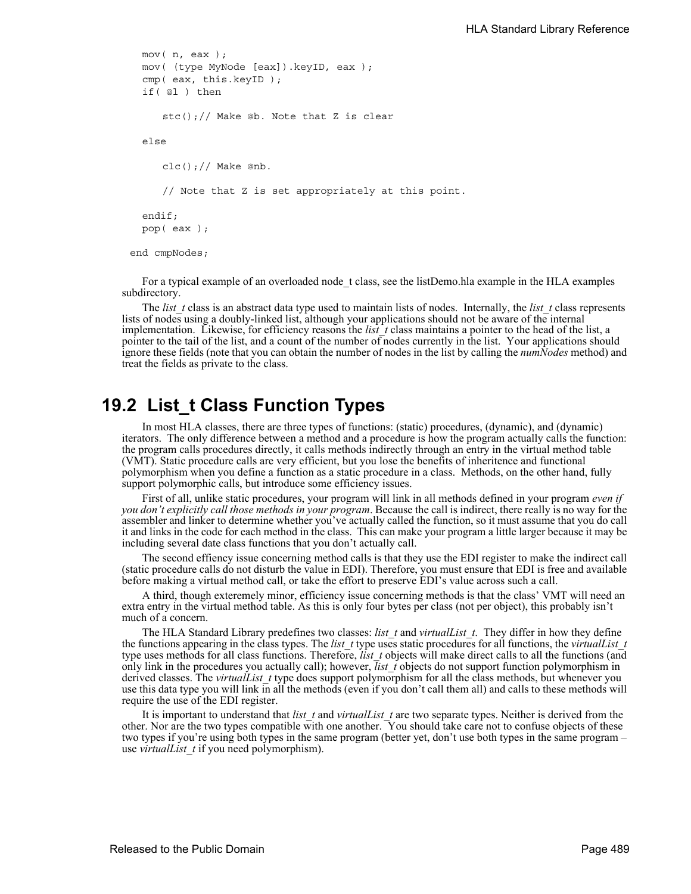```
    mov( n, eax );
    mov( (type MyNode [eax]).keyID, eax );
    cmp( eax, this.keyID );
    if( @l ) then

        stc();// Make @b. Note that Z is clear

    else

        clc();// Make @nb.

        // Note that Z is set appropriately at this point.

    endif;
    pop( eax );

  end cmpNodes;
```

For a typical example of an overloaded node_t class, see the listDemo.hla example in the HLA examples subdirectory.

The *list_t* class is an abstract data type used to maintain lists of nodes. Internally, the *list_t* class represents lists of nodes using a doubly-linked list, although your applications should not be aware of the internal implementation. Likewise, for efficiency reasons the *list_t* class maintains a pointer to the head of the list, a pointer to the tail of the list, and a count of the number of nodes currently in the list. Your applications should ignore these fields (note that you can obtain the number of nodes in the list by calling the *numNodes* method) and treat the fields as private to the class.

## 19.2 List_t Class Function Types

In most HLA classes, there are three types of functions: (static) procedures, (dynamic), and (dynamic) iterators. The only difference between a method and a procedure is how the program actually calls the function: the program calls procedures directly, it calls methods indirectly through an entry in the virtual method table (VMT). Static procedure calls are very efficient, but you lose the benefits of inheritence and functional polymorphism when you define a function as a static procedure in a class. Methods, on the other hand, fully support polymorphic calls, but introduce some efficiency issues.

First of all, unlike static procedures, your program will link in all methods defined in your program *even if you don't explicitly call those methods in your program*. Because the call is indirect, there really is no way for the assembler and linker to determine whether you've actually called the function, so it must assume that you do call it and links in the code for each method in the class. This can make your program a little larger because it may be including several date class functions that you don't actually call.

The second effiency issue concerning method calls is that they use the EDI register to make the indirect call (static procedure calls do not disturb the value in EDI). Therefore, you must ensure that EDI is free and available before making a virtual method call, or take the effort to preserve EDI's value across such a call.

A third, though exteremely minor, efficiency issue concerning methods is that the class' VMT will need an extra entry in the virtual method table. As this is only four bytes per class (not per object), this probably isn't much of a concern.

The HLA Standard Library predefines two classes: *list_t* and *virtualList_t*. They differ in how they define the functions appearing in the class types. The *list_t* type uses static procedures for all functions, the *virtualList_t* type uses methods for all class functions. Therefore, *list_t* objects will make direct calls to all the functions (and only link in the procedures you actually call); however, *list_t* objects do not support function polymorphism in derived classes. The *virtualList_t* type does support polymorphism for all the class methods, but whenever you use this data type you will link in all the methods (even if you don't call them all) and calls to these methods will require the use of the EDI register.

It is important to understand that *list_t* and *virtualList_t* are two separate types. Neither is derived from the other. Nor are the two types compatible with one another. You should take care not to confuse objects of these two types if you're using both types in the same program (better yet, don't use both types in the same program – use *virtualList_t* if you need polymorphism).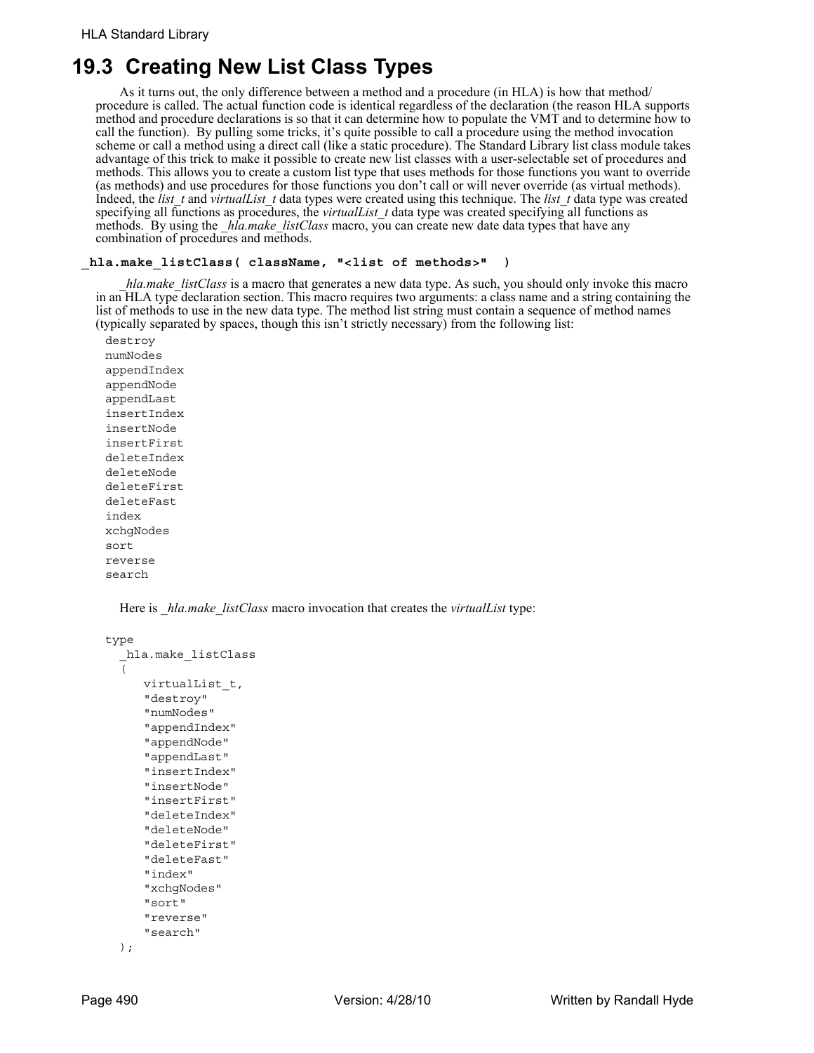## 19.3 Creating New List Class Types

As it turns out, the only difference between a method and a procedure (in HLA) is how that method/procedure is called. The actual function code is identical regardless of the declaration (the reason HLA supports method and procedure declarations is so that it can determine how to populate the VMT and to determine how to call the function). By pulling some tricks, it's quite possible to call a procedure using the method invocation scheme or call a method using a direct call (like a static procedure). The Standard Library list class module takes advantage of this trick to make it possible to create new list classes with a user-selectable set of procedures and methods. This allows you to create a custom list type that uses methods for those functions you want to override (as methods) and use procedures for those functions you don't call or will never override (as virtual methods). Indeed, the *list_t* and *virtualList_t* data types were created using this technique. The *list_t* data type was created specifying all functions as procedures, the *virtualList_t* data type was created specifying all functions as methods. By using the *_hla.make_listClass* macro, you can create new date data types that have any combination of procedures and methods.

**`_hla.make_listClass( className, "<list of methods>" )`**

*_hla.make_listClass* is a macro that generates a new data type. As such, you should only invoke this macro in an HLA type declaration section. This macro requires two arguments: a class name and a string containing the list of methods to use in the new data type. The method list string must contain a sequence of method names (typically separated by spaces, though this isn't strictly necessary) from the following list:

```
destroy
numNodes
appendIndex
appendNode
appendLast
insertIndex
insertNode
insertFirst
deleteIndex
deleteNode
deleteFirst
deleteFast
index
xchgNodes
sort
reverse
search
```

Here is *_hla.make_listClass* macro invocation that creates the *virtualList* type:

```
type
  _hla.make_listClass
  (
     virtualList_t,
     "destroy"
     "numNodes"
     "appendIndex"
     "appendNode"
     "appendLast"
     "insertIndex"
     "insertNode"
     "insertFirst"
     "deleteIndex"
     "deleteNode"
     "deleteFirst"
     "deleteFast"
     "index"
     "xchgNodes"
     "sort"
     "reverse"
     "search"
  );
```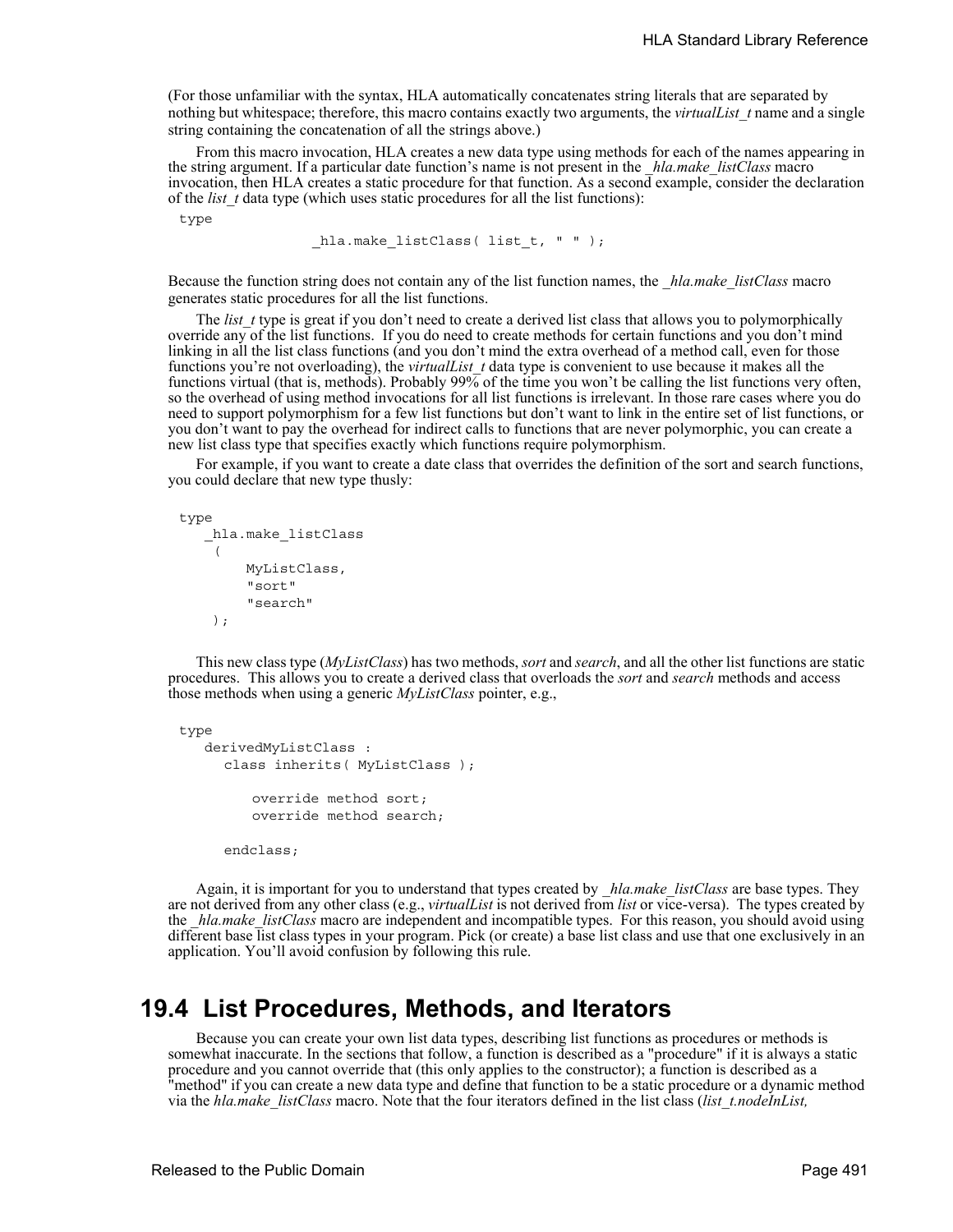(For those unfamiliar with the syntax, HLA automatically concatenates string literals that are separated by nothing but whitespace; therefore, this macro contains exactly two arguments, the *virtualList_t* name and a single string containing the concatenation of all the strings above.)

From this macro invocation, HLA creates a new data type using methods for each of the names appearing in the string argument. If a particular date function's name is not present in the *_hla.make_listClass* macro invocation, then HLA creates a static procedure for that function. As a second example, consider the declaration of the *list_t* data type (which uses static procedures for all the list functions):

```
type
                _hla.make_listClass( list_t, " " );
```

Because the function string does not contain any of the list function names, the *_hla.make_listClass* macro generates static procedures for all the list functions.

The *list_t* type is great if you don't need to create a derived list class that allows you to polymorphically override any of the list functions. If you do need to create methods for certain functions and you don't mind linking in all the list class functions (and you don't mind the extra overhead of a method call, even for those functions you're not overloading), the *virtualList_t* data type is convenient to use because it makes all the functions virtual (that is, methods). Probably 99% of the time you won't be calling the list functions very often, so the overhead of using method invocations for all list functions is irrelevant. In those rare cases where you do need to support polymorphism for a few list functions but don't want to link in the entire set of list functions, or you don't want to pay the overhead for indirect calls to functions that are never polymorphic, you can create a new list class type that specifies exactly which functions require polymorphism.

For example, if you want to create a date class that overrides the definition of the sort and search functions, you could declare that new type thusly:

```
type
    _hla.make_listClass
     (
         MyListClass,
         "sort"
         "search"
     );
```

This new class type (*MyListClass*) has two methods, *sort* and *search*, and all the other list functions are static procedures. This allows you to create a derived class that overloads the *sort* and *search* methods and access those methods when using a generic *MyListClass* pointer, e.g.,

```
type
    derivedMyListClass :
       class inherits( MyListClass );

          override method sort;
          override method search;

       endclass;
```

Again, it is important for you to understand that types created by *_hla.make_listClass* are base types. They are not derived from any other class (e.g., *virtualList* is not derived from *list* or vice-versa). The types created by the *_hla.make_listClass* macro are independent and incompatible types. For this reason, you should avoid using different base list class types in your program. Pick (or create) a base list class and use that one exclusively in an application. You'll avoid confusion by following this rule.

## 19.4 List Procedures, Methods, and Iterators

Because you can create your own list data types, describing list functions as procedures or methods is somewhat inaccurate. In the sections that follow, a function is described as a "procedure" if it is always a static procedure and you cannot override that (this only applies to the constructor); a function is described as a "method" if you can create a new data type and define that function to be a static procedure or a dynamic method via the *hla.make_listClass* macro. Note that the four iterators defined in the list class (*list_t.nodeInList,*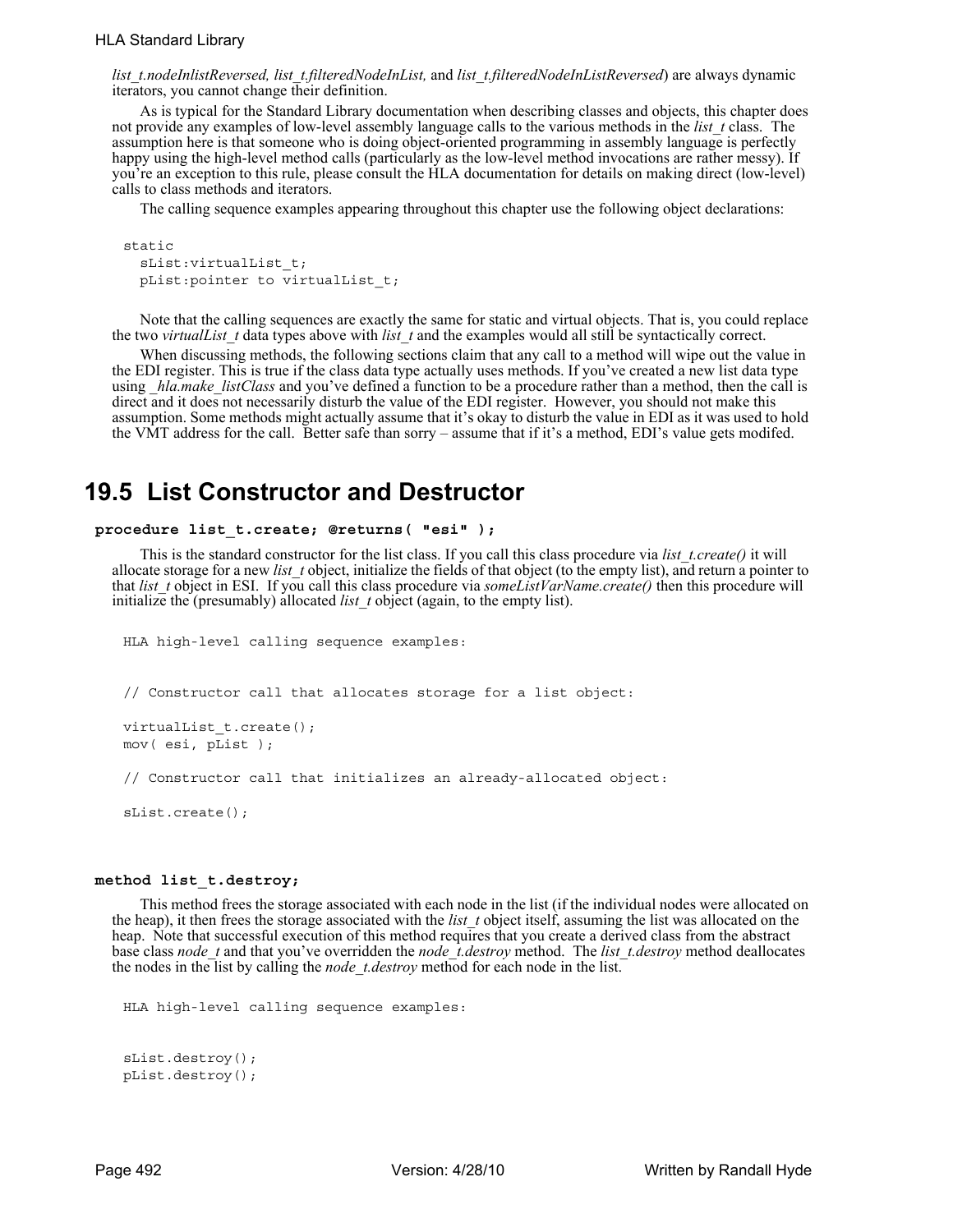*list_t.nodeInlistReversed, list_t.filteredNodeInList,* and *list_t.filteredNodeInListReversed*) are always dynamic iterators, you cannot change their definition.

As is typical for the Standard Library documentation when describing classes and objects, this chapter does not provide any examples of low-level assembly language calls to the various methods in the *list_t* class. The assumption here is that someone who is doing object-oriented programming in assembly language is perfectly happy using the high-level method calls (particularly as the low-level method invocations are rather messy). If you're an exception to this rule, please consult the HLA documentation for details on making direct (low-level) calls to class methods and iterators.

The calling sequence examples appearing throughout this chapter use the following object declarations:

```
static
   sList:virtualList_t;
   pList:pointer to virtualList_t;
```

Note that the calling sequences are exactly the same for static and virtual objects. That is, you could replace the two *virtualList_t* data types above with *list_t* and the examples would all still be syntactically correct.

When discussing methods, the following sections claim that any call to a method will wipe out the value in the EDI register. This is true if the class data type actually uses methods. If you've created a new list data type using *_hla.make_listClass* and you've defined a function to be a procedure rather than a method, then the call is direct and it does not necessarily disturb the value of the EDI register. However, you should not make this assumption. Some methods might actually assume that it's okay to disturb the value in EDI as it was used to hold the VMT address for the call. Better safe than sorry – assume that if it's a method, EDI's value gets modifed.

# 19.5 List Constructor and Destructor

**procedure list_t.create; @returns( "esi" );**

This is the standard constructor for the list class. If you call this class procedure via *list_t.create()* it will allocate storage for a new *list_t* object, initialize the fields of that object (to the empty list), and return a pointer to that *list_t* object in ESI. If you call this class procedure via *someListVarName.create()* then this procedure will initialize the (presumably) allocated *list_t* object (again, to the empty list).

```
HLA high-level calling sequence examples:


// Constructor call that allocates storage for a list object:

virtualList_t.create();
mov( esi, pList );

// Constructor call that initializes an already-allocated object:

sList.create();
```

**method list_t.destroy;**

This method frees the storage associated with each node in the list (if the individual nodes were allocated on the heap), it then frees the storage associated with the *list_t* object itself, assuming the list was allocated on the heap. Note that successful execution of this method requires that you create a derived class from the abstract base class *node_t* and that you've overridden the *node_t.destroy* method. The *list_t.destroy* method deallocates the nodes in the list by calling the *node_t.destroy* method for each node in the list.

```
HLA high-level calling sequence examples:


sList.destroy();
pList.destroy();
```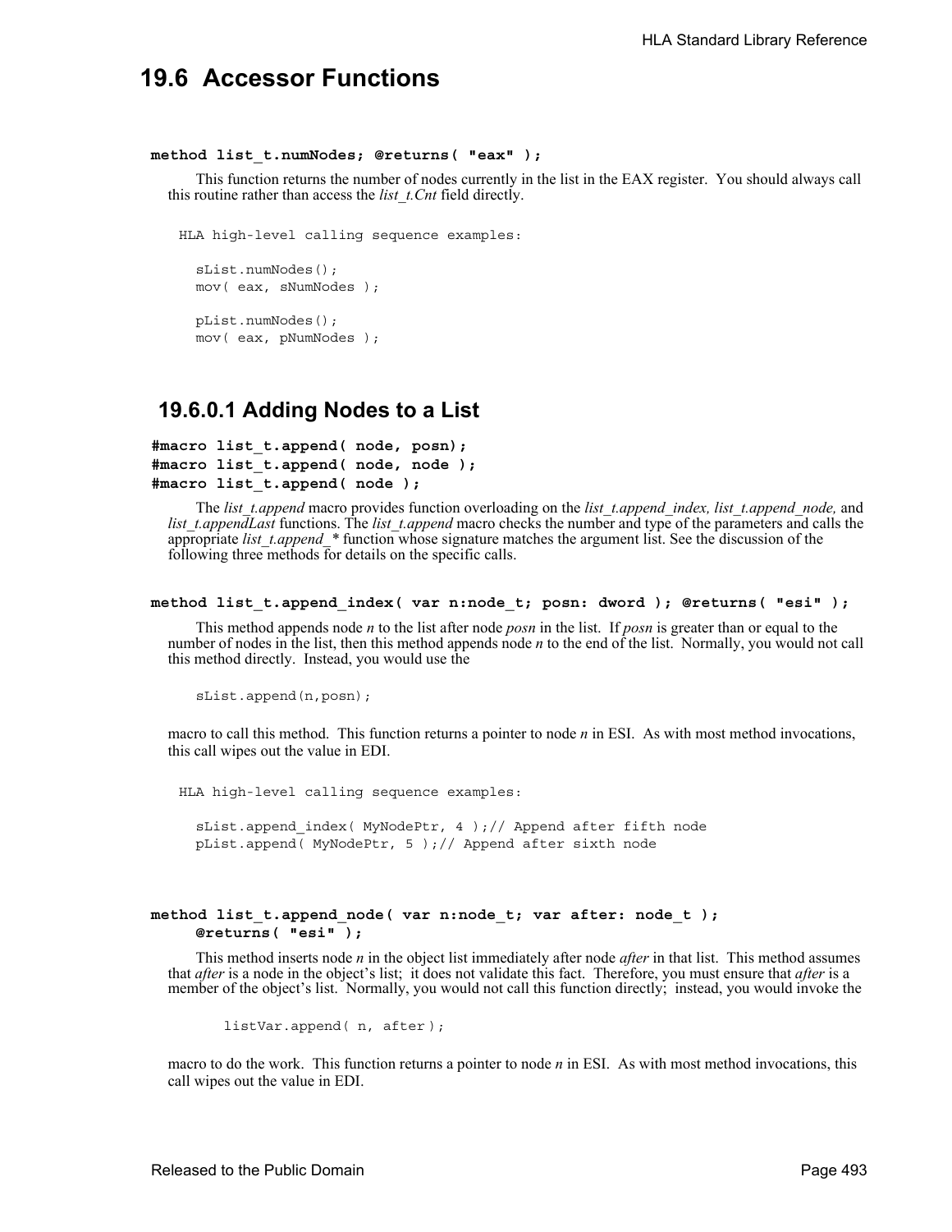## 19.6 Accessor Functions

**method list_t.numNodes; @returns( "eax" );**

This function returns the number of nodes currently in the list in the EAX register. You should always call this routine rather than access the *list_t.Cnt* field directly.

```
HLA high-level calling sequence examples:

  sList.numNodes();
  mov( eax, sNumNodes );

  pList.numNodes();
  mov( eax, pNumNodes );
```

### 19.6.0.1 Adding Nodes to a List

**#macro list_t.append( node, posn);**
**#macro list_t.append( node, node );**
**#macro list_t.append( node );**

The *list_t.append* macro provides function overloading on the *list_t.append_index, list_t.append_node,* and *list_t.appendLast* functions. The *list_t.append* macro checks the number and type of the parameters and calls the appropriate *list_t.append_** function whose signature matches the argument list. See the discussion of the following three methods for details on the specific calls.

**method list_t.append_index( var n:node_t; posn: dword ); @returns( "esi" );**

This method appends node *n* to the list after node *posn* in the list. If *posn* is greater than or equal to the number of nodes in the list, then this method appends node *n* to the end of the list. Normally, you would not call this method directly. Instead, you would use the

```
sList.append(n,posn);
```

macro to call this method. This function returns a pointer to node *n* in ESI. As with most method invocations, this call wipes out the value in EDI.

```
HLA high-level calling sequence examples:

  sList.append_index( MyNodePtr, 4 );// Append after fifth node
  pList.append( MyNodePtr, 5 );// Append after sixth node
```

**method list_t.append_node( var n:node_t; var after: node_t );**
**@returns( "esi" );**

This method inserts node *n* in the object list immediately after node *after* in that list. This method assumes that *after* is a node in the object's list; it does not validate this fact. Therefore, you must ensure that *after* is a member of the object's list. Normally, you would not call this function directly; instead, you would invoke the

```
listVar.append( n, after );
```

macro to do the work. This function returns a pointer to node *n* in ESI. As with most method invocations, this call wipes out the value in EDI.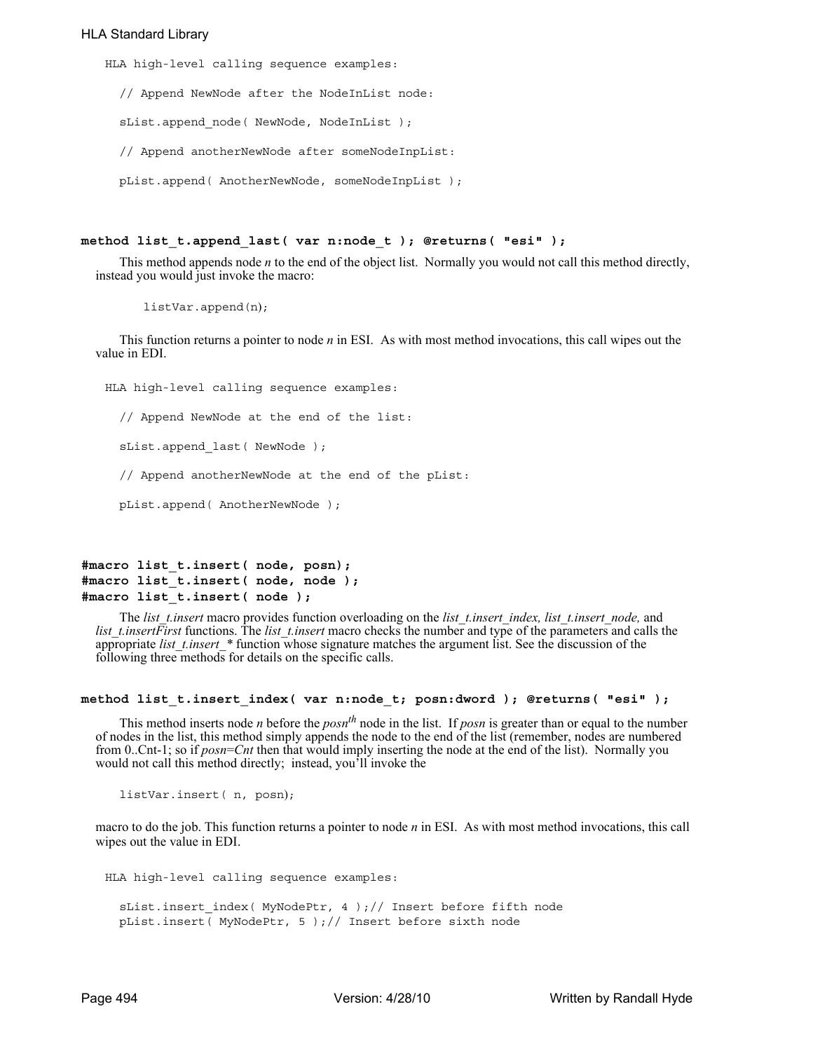```
HLA high-level calling sequence examples:

  // Append NewNode after the NodeInList node:

  sList.append_node( NewNode, NodeInList );

  // Append anotherNewNode after someNodeInpList:

  pList.append( AnotherNewNode, someNodeInpList );
```

### method list_t.append_last( var n:node_t ); @returns( "esi" );

This method appends node *n* to the end of the object list. Normally you would not call this method directly, instead you would just invoke the macro:

```
listVar.append(n);
```

This function returns a pointer to node *n* in ESI. As with most method invocations, this call wipes out the value in EDI.

```
HLA high-level calling sequence examples:

  // Append NewNode at the end of the list:

  sList.append_last( NewNode );

  // Append anotherNewNode at the end of the pList:

  pList.append( AnotherNewNode );
```

### #macro list_t.insert( node, posn);
### #macro list_t.insert( node, node );
### #macro list_t.insert( node );

The *list_t.insert* macro provides function overloading on the *list_t.insert_index, list_t.insert_node,* and *list_t.insertFirst* functions. The *list_t.insert* macro checks the number and type of the parameters and calls the appropriate *list_t.insert_** function whose signature matches the argument list. See the discussion of the following three methods for details on the specific calls.

### method list_t.insert_index( var n:node_t; posn:dword ); @returns( "esi" );

This method inserts node *n* before the *posn*[th] node in the list. If *posn* is greater than or equal to the number of nodes in the list, this method simply appends the node to the end of the list (remember, nodes are numbered from 0..Cnt-1; so if *posn=Cnt* then that would imply inserting the node at the end of the list). Normally you would not call this method directly; instead, you'll invoke the

```
listVar.insert( n, posn);
```

macro to do the job. This function returns a pointer to node *n* in ESI. As with most method invocations, this call wipes out the value in EDI.

```
HLA high-level calling sequence examples:

  sList.insert_index( MyNodePtr, 4 );// Insert before fifth node
  pList.insert( MyNodePtr, 5 );// Insert before sixth node
```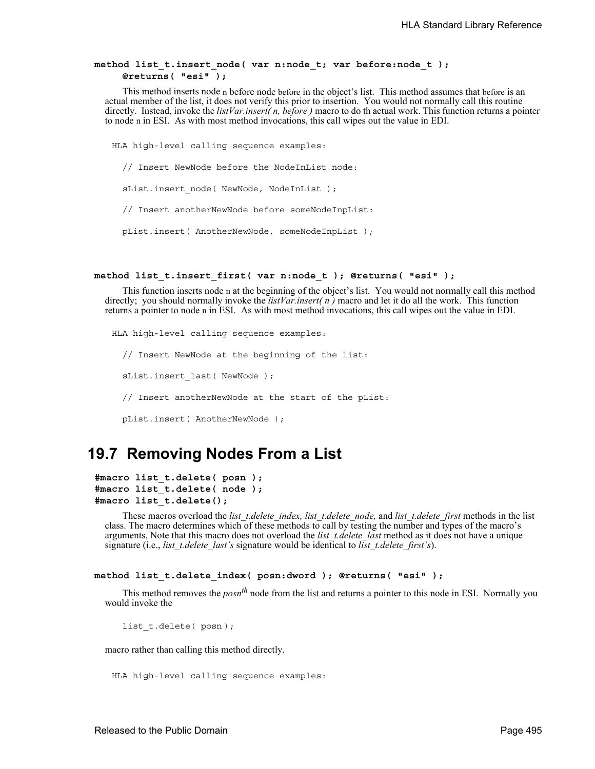**method list_t.insert_node( var n:node_t; var before:node_t );**
**@returns( "esi" );**

This method inserts node n before node before in the object's list. This method assumes that before is an actual member of the list, it does not verify this prior to insertion. You would not normally call this routine directly. Instead, invoke the *listVar.insert( n, before )* macro to do th actual work. This function returns a pointer to node n in ESI. As with most method invocations, this call wipes out the value in EDI.

```
HLA high-level calling sequence examples:

  // Insert NewNode before the NodeInList node:

  sList.insert_node( NewNode, NodeInList );

  // Insert anotherNewNode before someNodeInpList:

  pList.insert( AnotherNewNode, someNodeInpList );
```

**method list_t.insert_first( var n:node_t ); @returns( "esi" );**

This function inserts node n at the beginning of the object's list. You would not normally call this method directly; you should normally invoke the *listVar.insert( n )* macro and let it do all the work. This function returns a pointer to node n in ESI. As with most method invocations, this call wipes out the value in EDI.

```
HLA high-level calling sequence examples:

  // Insert NewNode at the beginning of the list:

  sList.insert_last( NewNode );

  // Insert anotherNewNode at the start of the pList:

  pList.insert( AnotherNewNode );
```

## 19.7 Removing Nodes From a List

**#macro list_t.delete( posn );**
**#macro list_t.delete( node );**
**#macro list_t.delete();**

These macros overload the *list_t.delete_index, list_t.delete_node,* and *list_t.delete_first* methods in the list class. The macro determines which of these methods to call by testing the number and types of the macro's arguments. Note that this macro does not overload the *list_t.delete_last* method as it does not have a unique signature (i.e., *list_t.delete_last's* signature would be identical to *list_t.delete_first's*).

**method list_t.delete_index( posn:dword ); @returns( "esi" );**

This method removes the *posn*$^{th}$ node from the list and returns a pointer to this node in ESI. Normally you would invoke the

```
list_t.delete( posn );
```

macro rather than calling this method directly.

```
HLA high-level calling sequence examples:
```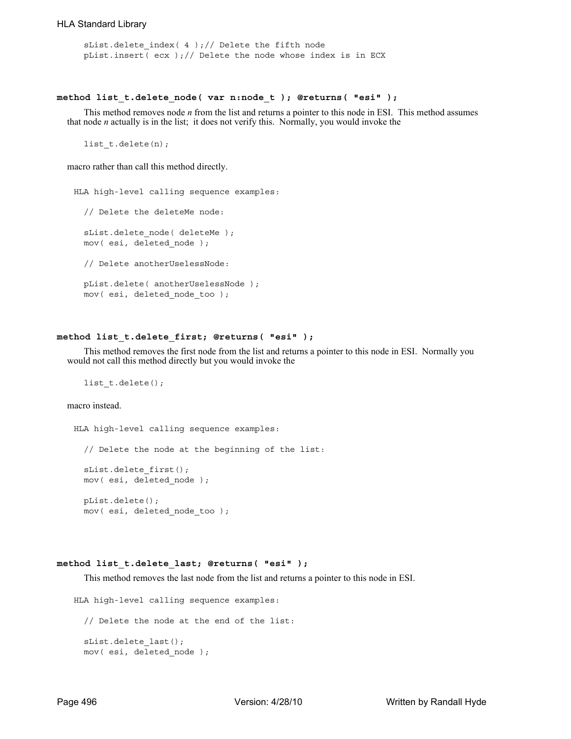```
sList.delete_index( 4 );// Delete the fifth node
pList.insert( ecx );// Delete the node whose index is in ECX
```

### **method list_t.delete_node( var n:node_t ); @returns( "esi" );**

This method removes node *n* from the list and returns a pointer to this node in ESI. This method assumes that node *n* actually is in the list; it does not verify this. Normally, you would invoke the

```
list_t.delete(n);
```

macro rather than call this method directly.

```
HLA high-level calling sequence examples:

  // Delete the deleteMe node:

  sList.delete_node( deleteMe );
  mov( esi, deleted_node );

  // Delete anotherUselessNode:

  pList.delete( anotherUselessNode );
  mov( esi, deleted_node_too );
```

### **method list_t.delete_first; @returns( "esi" );**

This method removes the first node from the list and returns a pointer to this node in ESI. Normally you would not call this method directly but you would invoke the

```
list_t.delete();
```

macro instead.

```
HLA high-level calling sequence examples:

  // Delete the node at the beginning of the list:

  sList.delete_first();
  mov( esi, deleted_node );

  pList.delete();
  mov( esi, deleted_node_too );
```

### **method list_t.delete_last; @returns( "esi" );**

This method removes the last node from the list and returns a pointer to this node in ESI.

```
HLA high-level calling sequence examples:

  // Delete the node at the end of the list:

  sList.delete_last();
  mov( esi, deleted_node );
```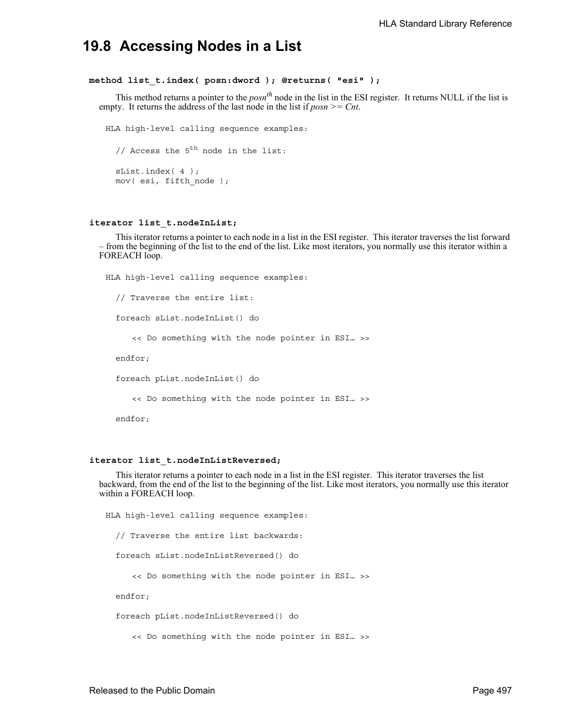## 19.8 Accessing Nodes in a List

**method list_t.index( posn:dword ); @returns( "esi" );**

This method returns a pointer to the *posn*th node in the list in the ESI register. It returns NULL if the list is empty. It returns the address of the last node in the list if *posn* >= *Cnt*.

```
HLA high-level calling sequence examples:

   // Access the 5th node in the list:

   sList.index( 4 );
   mov( esi, fifth_node );
```

**iterator list_t.nodeInList;**

This iterator returns a pointer to each node in a list in the ESI register. This iterator traverses the list forward – from the beginning of the list to the end of the list. Like most iterators, you normally use this iterator within a FOREACH loop.

```
HLA high-level calling sequence examples:

   // Traverse the entire list:

   foreach sList.nodeInList() do

      << Do something with the node pointer in ESI… >>

   endfor;

   foreach pList.nodeInList() do

      << Do something with the node pointer in ESI… >>

   endfor;
```

**iterator list_t.nodeInListReversed;**

This iterator returns a pointer to each node in a list in the ESI register. This iterator traverses the list backward, from the end of the list to the beginning of the list. Like most iterators, you normally use this iterator within a FOREACH loop.

```
HLA high-level calling sequence examples:

   // Traverse the entire list backwards:

   foreach sList.nodeInListReversed() do

      << Do something with the node pointer in ESI… >>

   endfor;

   foreach pList.nodeInListReversed() do

      << Do something with the node pointer in ESI… >>
```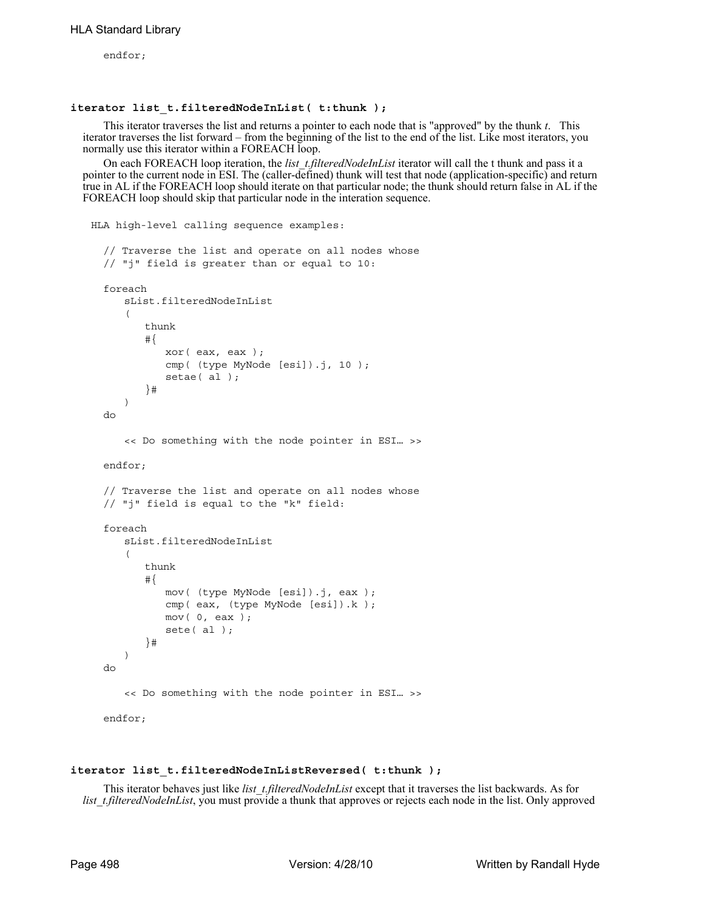```
endfor;
```

**iterator list_t.filteredNodeInList( t:thunk );**

This iterator traverses the list and returns a pointer to each node that is "approved" by the thunk *t*. This iterator traverses the list forward – from the beginning of the list to the end of the list. Like most iterators, you normally use this iterator within a FOREACH loop.

On each FOREACH loop iteration, the *list_t.filteredNodeInList* iterator will call the t thunk and pass it a pointer to the current node in ESI. The (caller-defined) thunk will test that node (application-specific) and return true in AL if the FOREACH loop should iterate on that particular node; the thunk should return false in AL if the FOREACH loop should skip that particular node in the interation sequence.

```
HLA high-level calling sequence examples:

  // Traverse the list and operate on all nodes whose
  // "j" field is greater than or equal to 10:

  foreach
     sList.filteredNodeInList
     (
        thunk
        #{
           xor( eax, eax );
           cmp( (type MyNode [esi]).j, 10 );
           setae( al );
        }#
     )
  do

     << Do something with the node pointer in ESI… >>

  endfor;

  // Traverse the list and operate on all nodes whose
  // "j" field is equal to the "k" field:

  foreach
     sList.filteredNodeInList
     (
        thunk
        #{
           mov( (type MyNode [esi]).j, eax );
           cmp( eax, (type MyNode [esi]).k );
           mov( 0, eax );
           sete( al );
        }#
     )
  do

     << Do something with the node pointer in ESI… >>

  endfor;
```

**iterator list_t.filteredNodeInListReversed( t:thunk );**

This iterator behaves just like *list_t.filteredNodeInList* except that it traverses the list backwards. As for *list_t.filteredNodeInList*, you must provide a thunk that approves or rejects each node in the list. Only approved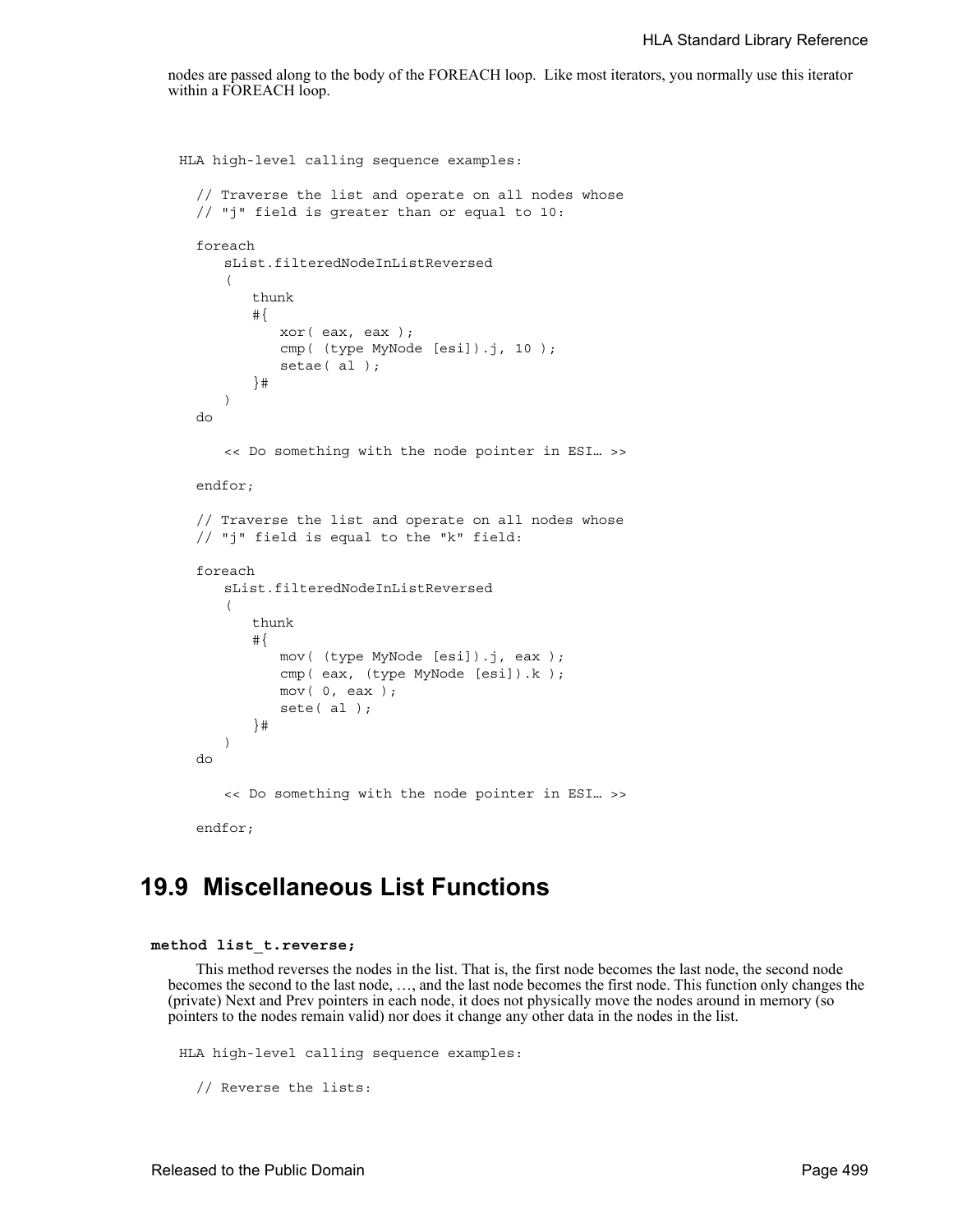nodes are passed along to the body of the FOREACH loop. Like most iterators, you normally use this iterator within a FOREACH loop.

```
HLA high-level calling sequence examples:

  // Traverse the list and operate on all nodes whose
  // "j" field is greater than or equal to 10:

  foreach
     sList.filteredNodeInListReversed
     (
        thunk
        #{
           xor( eax, eax );
           cmp( (type MyNode [esi]).j, 10 );
           setae( al );
        }#
     )
  do

     << Do something with the node pointer in ESI… >>

  endfor;

  // Traverse the list and operate on all nodes whose
  // "j" field is equal to the "k" field:

  foreach
     sList.filteredNodeInListReversed
     (
        thunk
        #{
           mov( (type MyNode [esi]).j, eax );
           cmp( eax, (type MyNode [esi]).k );
           mov( 0, eax );
           sete( al );
        }#
     )
  do

     << Do something with the node pointer in ESI… >>

  endfor;
```

## 19.9 Miscellaneous List Functions

**method list_t.reverse;**

This method reverses the nodes in the list. That is, the first node becomes the last node, the second node becomes the second to the last node, …, and the last node becomes the first node. This function only changes the (private) Next and Prev pointers in each node, it does not physically move the nodes around in memory (so pointers to the nodes remain valid) nor does it change any other data in the nodes in the list.

```
HLA high-level calling sequence examples:

  // Reverse the lists:
```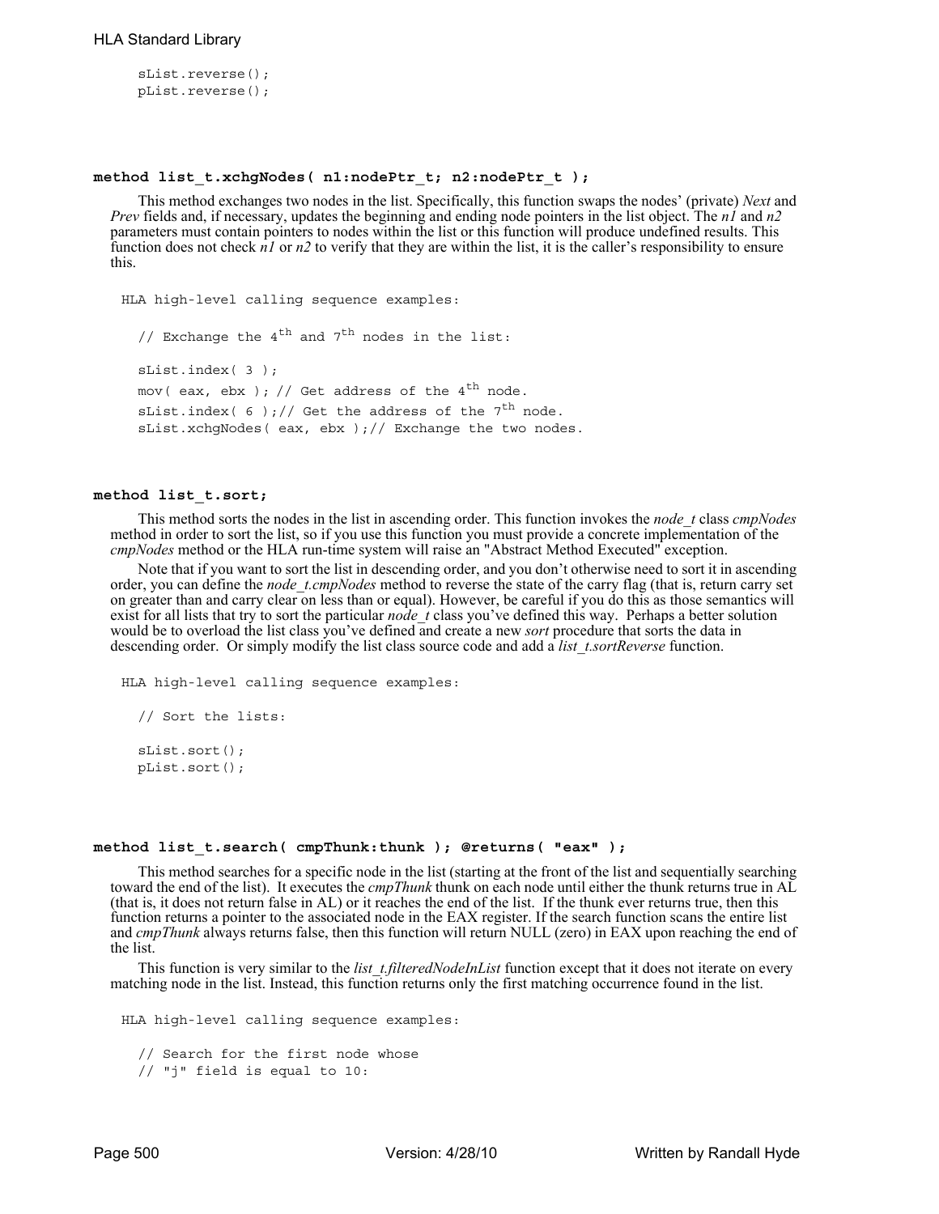```
sList.reverse();
pList.reverse();
```

### method list_t.xchgNodes( n1:nodePtr_t; n2:nodePtr_t );

This method exchanges two nodes in the list. Specifically, this function swaps the nodes' (private) *Next* and *Prev* fields and, if necessary, updates the beginning and ending node pointers in the list object. The *n1* and *n2* parameters must contain pointers to nodes within the list or this function will produce undefined results. This function does not check *n1* or *n2* to verify that they are within the list, it is the caller's responsibility to ensure this.

```
HLA high-level calling sequence examples:

  // Exchange the 4th and 7th nodes in the list:

  sList.index( 3 );
  mov( eax, ebx ); // Get address of the 4th node.
  sList.index( 6 );// Get the address of the 7th node.
  sList.xchgNodes( eax, ebx );// Exchange the two nodes.
```

### method list_t.sort;

This method sorts the nodes in the list in ascending order. This function invokes the *node_t* class *cmpNodes* method in order to sort the list, so if you use this function you must provide a concrete implementation of the *cmpNodes* method or the HLA run-time system will raise an "Abstract Method Executed" exception.

Note that if you want to sort the list in descending order, and you don't otherwise need to sort it in ascending order, you can define the *node_t.cmpNodes* method to reverse the state of the carry flag (that is, return carry set on greater than and carry clear on less than or equal). However, be careful if you do this as those semantics will exist for all lists that try to sort the particular *node_t* class you've defined this way. Perhaps a better solution would be to overload the list class you've defined and create a new *sort* procedure that sorts the data in descending order. Or simply modify the list class source code and add a *list_t.sortReverse* function.

```
HLA high-level calling sequence examples:

  // Sort the lists:

  sList.sort();
  pList.sort();
```

### method list_t.search( cmpThunk:thunk ); @returns( "eax" );

This method searches for a specific node in the list (starting at the front of the list and sequentially searching toward the end of the list). It executes the *cmpThunk* thunk on each node until either the thunk returns true in AL (that is, it does not return false in AL) or it reaches the end of the list. If the thunk ever returns true, then this function returns a pointer to the associated node in the EAX register. If the search function scans the entire list and *cmpThunk* always returns false, then this function will return NULL (zero) in EAX upon reaching the end of the list.

This function is very similar to the *list_t.filteredNodeInList* function except that it does not iterate on every matching node in the list. Instead, this function returns only the first matching occurrence found in the list.

```
HLA high-level calling sequence examples:

  // Search for the first node whose
  // "j" field is equal to 10:
```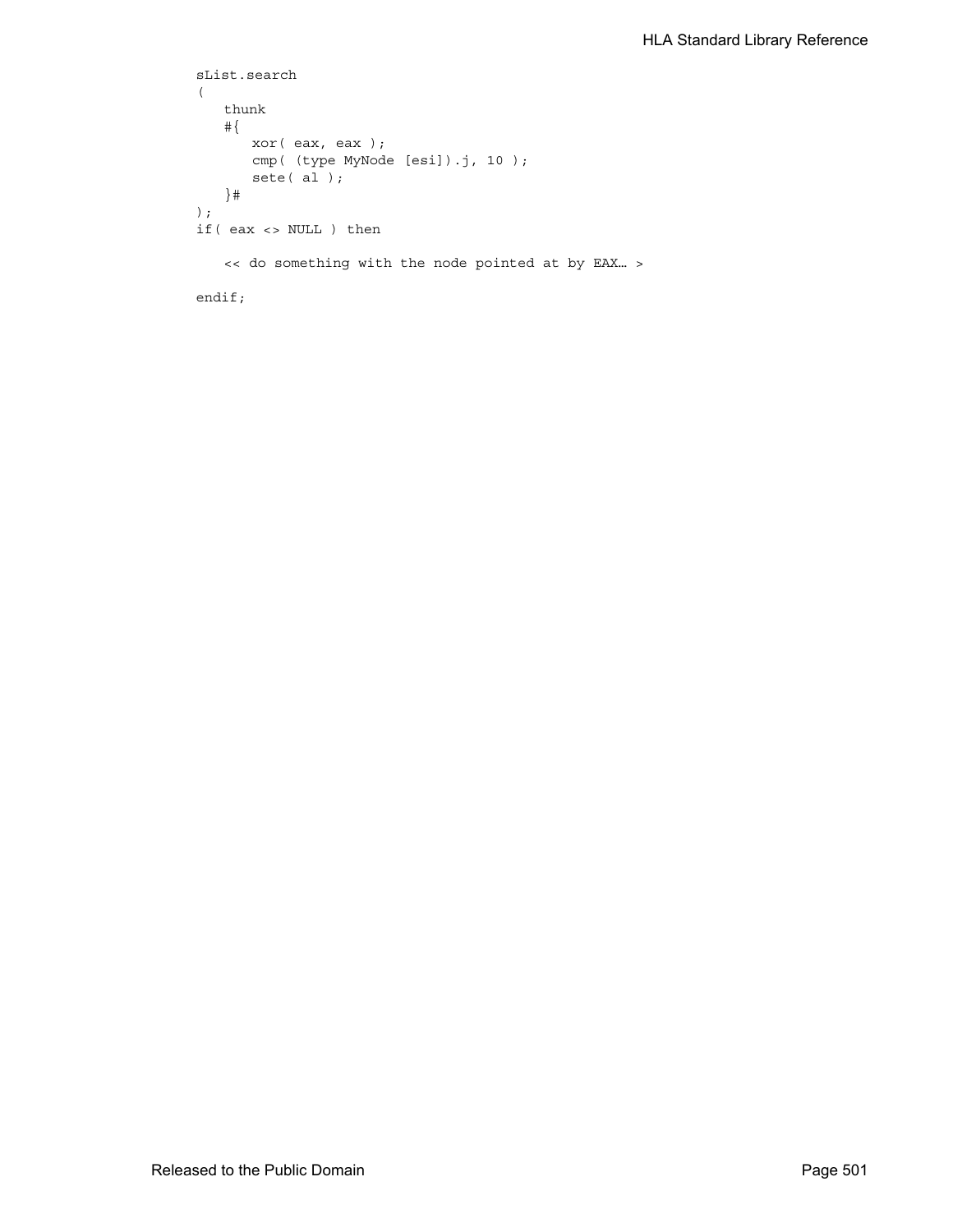```
sList.search
(
   thunk
   #{
      xor( eax, eax );
      cmp( (type MyNode [esi]).j, 10 );
      sete( al );
   }#
);
if( eax <> NULL ) then

   << do something with the node pointed at by EAX… >

endif;
```